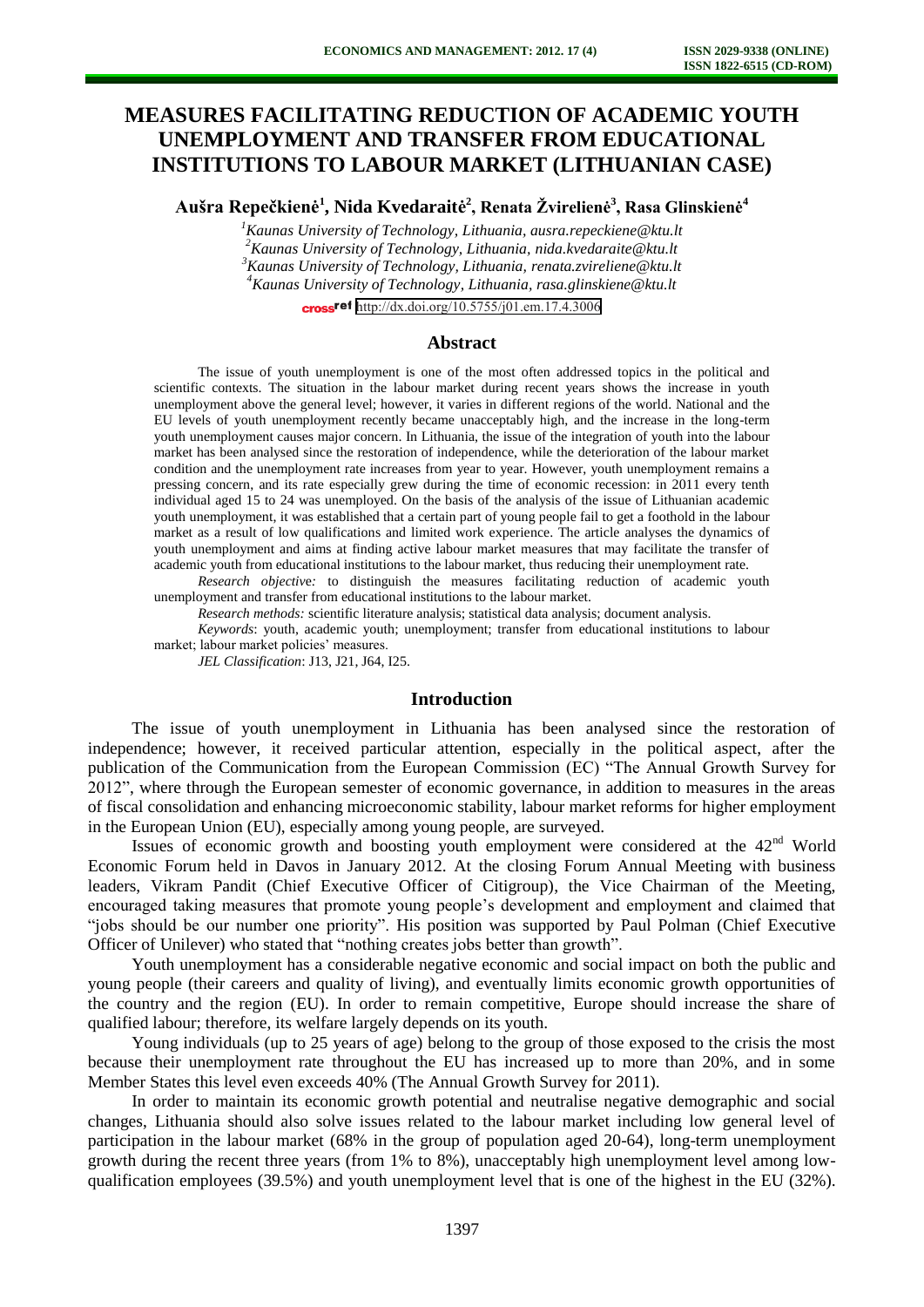# MEASURES FACILITATING REDUCTION OF ACADEMIC YOUTH UNEMPLOYMENT AND TRANSFER FROM EDUCATIONAL INSTITUTIONS TO LABOUR MARKET (LITHUANIAN CASE)

**Aušra Repečkienė[1], Nida Kvedaraitė[2], Renata Žvirelienė[3], Rasa Glinskienė[4]**

[1]Kaunas University of Technology, Lithuania, ausra.repeckiene@ktu.lt
[2]Kaunas University of Technology, Lithuania, nida.kvedaraite@ktu.lt
[3]Kaunas University of Technology, Lithuania, renata.zvireliene@ktu.lt
[4]Kaunas University of Technology, Lithuania, rasa.glinskiene@ktu.lt

http://dx.doi.org/10.5755/j01.em.17.4.3006

## Abstract

The issue of youth unemployment is one of the most often addressed topics in the political and scientific contexts. The situation in the labour market during recent years shows the increase in youth unemployment above the general level; however, it varies in different regions of the world. National and the EU levels of youth unemployment recently became unacceptably high, and the increase in the long-term youth unemployment causes major concern. In Lithuania, the issue of the integration of youth into the labour market has been analysed since the restoration of independence, while the deterioration of the labour market condition and the unemployment rate increases from year to year. However, youth unemployment remains a pressing concern, and its rate especially grew during the time of economic recession: in 2011 every tenth individual aged 15 to 24 was unemployed. On the basis of the analysis of the issue of Lithuanian academic youth unemployment, it was established that a certain part of young people fail to get a foothold in the labour market as a result of low qualifications and limited work experience. The article analyses the dynamics of youth unemployment and aims at finding active labour market measures that may facilitate the transfer of academic youth from educational institutions to the labour market, thus reducing their unemployment rate.

*Research objective:* to distinguish the measures facilitating reduction of academic youth unemployment and transfer from educational institutions to the labour market.

*Research methods:* scientific literature analysis; statistical data analysis; document analysis.

*Keywords*: youth, academic youth; unemployment; transfer from educational institutions to labour market; labour market policies' measures.

*JEL Classification*: J13, J21, J64, I25.

## Introduction

The issue of youth unemployment in Lithuania has been analysed since the restoration of independence; however, it received particular attention, especially in the political aspect, after the publication of the Communication from the European Commission (EC) "The Annual Growth Survey for 2012", where through the European semester of economic governance, in addition to measures in the areas of fiscal consolidation and enhancing microeconomic stability, labour market reforms for higher employment in the European Union (EU), especially among young people, are surveyed.

Issues of economic growth and boosting youth employment were considered at the 42nd World Economic Forum held in Davos in January 2012. At the closing Forum Annual Meeting with business leaders, Vikram Pandit (Chief Executive Officer of Citigroup), the Vice Chairman of the Meeting, encouraged taking measures that promote young people's development and employment and claimed that "jobs should be our number one priority". His position was supported by Paul Polman (Chief Executive Officer of Unilever) who stated that "nothing creates jobs better than growth".

Youth unemployment has a considerable negative economic and social impact on both the public and young people (their careers and quality of living), and eventually limits economic growth opportunities of the country and the region (EU). In order to remain competitive, Europe should increase the share of qualified labour; therefore, its welfare largely depends on its youth.

Young individuals (up to 25 years of age) belong to the group of those exposed to the crisis the most because their unemployment rate throughout the EU has increased up to more than 20%, and in some Member States this level even exceeds 40% (The Annual Growth Survey for 2011).

In order to maintain its economic growth potential and neutralise negative demographic and social changes, Lithuania should also solve issues related to the labour market including low general level of participation in the labour market (68% in the group of population aged 20-64), long-term unemployment growth during the recent three years (from 1% to 8%), unacceptably high unemployment level among low-qualification employees (39.5%) and youth unemployment level that is one of the highest in the EU (32%).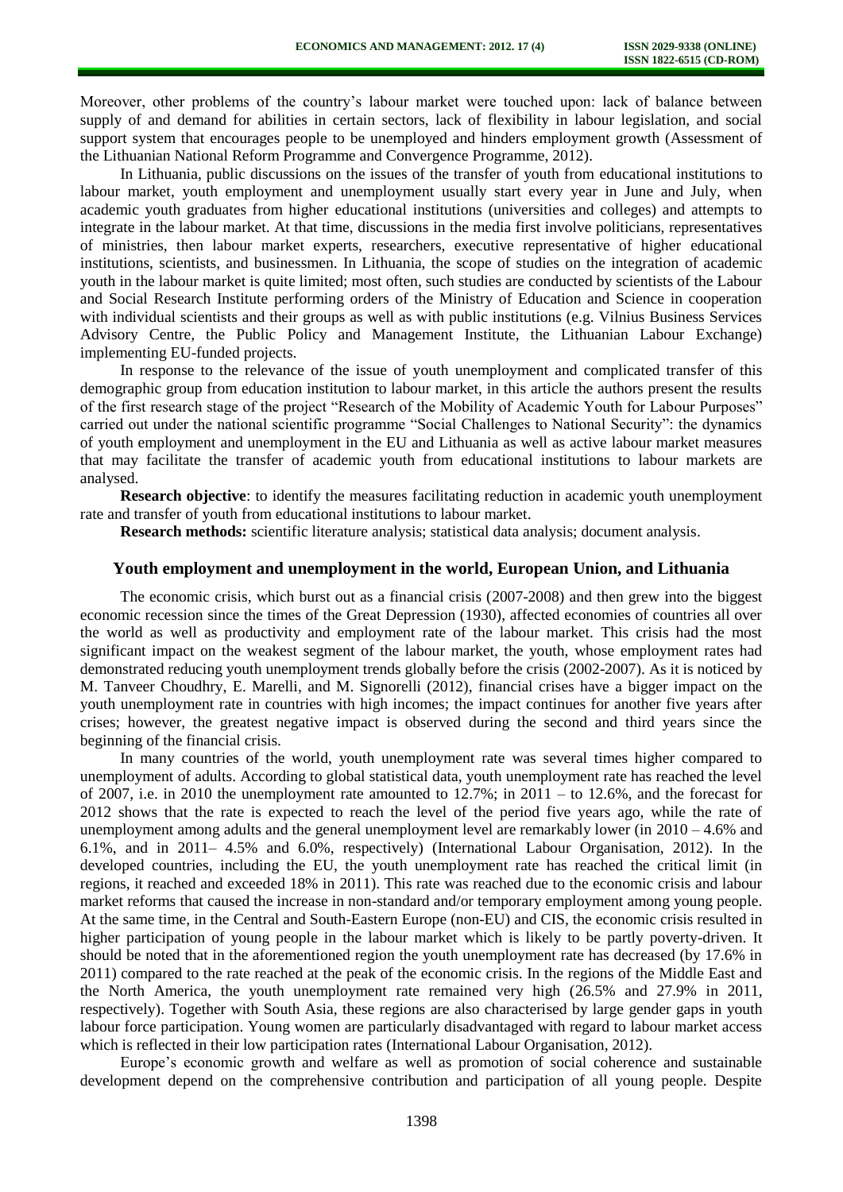Moreover, other problems of the country's labour market were touched upon: lack of balance between supply of and demand for abilities in certain sectors, lack of flexibility in labour legislation, and social support system that encourages people to be unemployed and hinders employment growth (Assessment of the Lithuanian National Reform Programme and Convergence Programme, 2012).

In Lithuania, public discussions on the issues of the transfer of youth from educational institutions to labour market, youth employment and unemployment usually start every year in June and July, when academic youth graduates from higher educational institutions (universities and colleges) and attempts to integrate in the labour market. At that time, discussions in the media first involve politicians, representatives of ministries, then labour market experts, researchers, executive representative of higher educational institutions, scientists, and businessmen. In Lithuania, the scope of studies on the integration of academic youth in the labour market is quite limited; most often, such studies are conducted by scientists of the Labour and Social Research Institute performing orders of the Ministry of Education and Science in cooperation with individual scientists and their groups as well as with public institutions (e.g. Vilnius Business Services Advisory Centre, the Public Policy and Management Institute, the Lithuanian Labour Exchange) implementing EU-funded projects.

In response to the relevance of the issue of youth unemployment and complicated transfer of this demographic group from education institution to labour market, in this article the authors present the results of the first research stage of the project "Research of the Mobility of Academic Youth for Labour Purposes" carried out under the national scientific programme "Social Challenges to National Security": the dynamics of youth employment and unemployment in the EU and Lithuania as well as active labour market measures that may facilitate the transfer of academic youth from educational institutions to labour markets are analysed.

**Research objective**: to identify the measures facilitating reduction in academic youth unemployment rate and transfer of youth from educational institutions to labour market.

**Research methods:** scientific literature analysis; statistical data analysis; document analysis.

## Youth employment and unemployment in the world, European Union, and Lithuania

The economic crisis, which burst out as a financial crisis (2007-2008) and then grew into the biggest economic recession since the times of the Great Depression (1930), affected economies of countries all over the world as well as productivity and employment rate of the labour market. This crisis had the most significant impact on the weakest segment of the labour market, the youth, whose employment rates had demonstrated reducing youth unemployment trends globally before the crisis (2002-2007). As it is noticed by M. Tanveer Choudhry, E. Marelli, and M. Signorelli (2012), financial crises have a bigger impact on the youth unemployment rate in countries with high incomes; the impact continues for another five years after crises; however, the greatest negative impact is observed during the second and third years since the beginning of the financial crisis.

In many countries of the world, youth unemployment rate was several times higher compared to unemployment of adults. According to global statistical data, youth unemployment rate has reached the level of 2007, i.e. in 2010 the unemployment rate amounted to 12.7%; in 2011 – to 12.6%, and the forecast for 2012 shows that the rate is expected to reach the level of the period five years ago, while the rate of unemployment among adults and the general unemployment level are remarkably lower (in 2010 – 4.6% and 6.1%, and in 2011– 4.5% and 6.0%, respectively) (International Labour Organisation, 2012). In the developed countries, including the EU, the youth unemployment rate has reached the critical limit (in regions, it reached and exceeded 18% in 2011). This rate was reached due to the economic crisis and labour market reforms that caused the increase in non-standard and/or temporary employment among young people. At the same time, in the Central and South-Eastern Europe (non-EU) and CIS, the economic crisis resulted in higher participation of young people in the labour market which is likely to be partly poverty-driven. It should be noted that in the aforementioned region the youth unemployment rate has decreased (by 17.6% in 2011) compared to the rate reached at the peak of the economic crisis. In the regions of the Middle East and the North America, the youth unemployment rate remained very high (26.5% and 27.9% in 2011, respectively). Together with South Asia, these regions are also characterised by large gender gaps in youth labour force participation. Young women are particularly disadvantaged with regard to labour market access which is reflected in their low participation rates (International Labour Organisation, 2012).

Europe's economic growth and welfare as well as promotion of social coherence and sustainable development depend on the comprehensive contribution and participation of all young people. Despite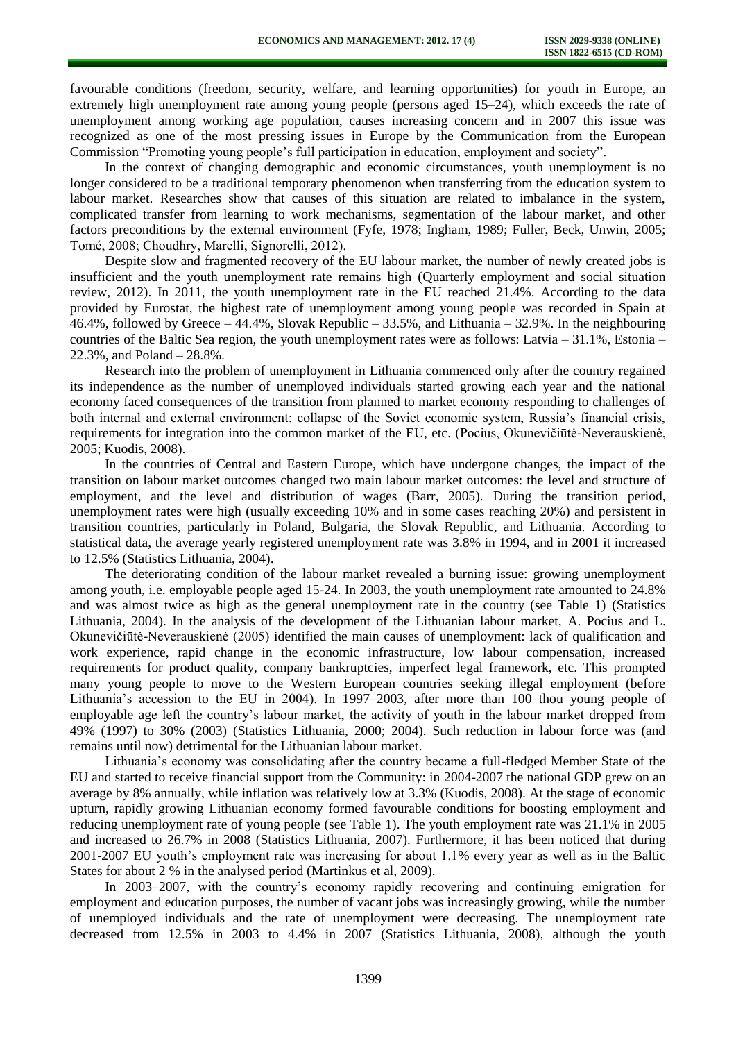favourable conditions (freedom, security, welfare, and learning opportunities) for youth in Europe, an extremely high unemployment rate among young people (persons aged 15–24), which exceeds the rate of unemployment among working age population, causes increasing concern and in 2007 this issue was recognized as one of the most pressing issues in Europe by the Communication from the European Commission "Promoting young people's full participation in education, employment and society".

In the context of changing demographic and economic circumstances, youth unemployment is no longer considered to be a traditional temporary phenomenon when transferring from the education system to labour market. Researches show that causes of this situation are related to imbalance in the system, complicated transfer from learning to work mechanisms, segmentation of the labour market, and other factors preconditions by the external environment (Fyfe, 1978; Ingham, 1989; Fuller, Beck, Unwin, 2005; Tomé, 2008; Choudhry, Marelli, Signorelli, 2012).

Despite slow and fragmented recovery of the EU labour market, the number of newly created jobs is insufficient and the youth unemployment rate remains high (Quarterly employment and social situation review, 2012). In 2011, the youth unemployment rate in the EU reached 21.4%. According to the data provided by Eurostat, the highest rate of unemployment among young people was recorded in Spain at 46.4%, followed by Greece – 44.4%, Slovak Republic – 33.5%, and Lithuania – 32.9%. In the neighbouring countries of the Baltic Sea region, the youth unemployment rates were as follows: Latvia – 31.1%, Estonia – 22.3%, and Poland – 28.8%.

Research into the problem of unemployment in Lithuania commenced only after the country regained its independence as the number of unemployed individuals started growing each year and the national economy faced consequences of the transition from planned to market economy responding to challenges of both internal and external environment: collapse of the Soviet economic system, Russia's financial crisis, requirements for integration into the common market of the EU, etc. (Pocius, Okunevičiūtė-Neverauskienė, 2005; Kuodis, 2008).

In the countries of Central and Eastern Europe, which have undergone changes, the impact of the transition on labour market outcomes changed two main labour market outcomes: the level and structure of employment, and the level and distribution of wages (Barr, 2005). During the transition period, unemployment rates were high (usually exceeding 10% and in some cases reaching 20%) and persistent in transition countries, particularly in Poland, Bulgaria, the Slovak Republic, and Lithuania. According to statistical data, the average yearly registered unemployment rate was 3.8% in 1994, and in 2001 it increased to 12.5% (Statistics Lithuania, 2004).

The deteriorating condition of the labour market revealed a burning issue: growing unemployment among youth, i.e. employable people aged 15-24. In 2003, the youth unemployment rate amounted to 24.8% and was almost twice as high as the general unemployment rate in the country (see Table 1) (Statistics Lithuania, 2004). In the analysis of the development of the Lithuanian labour market, A. Pocius and L. Okunevičiūtė-Neverauskienė (2005) identified the main causes of unemployment: lack of qualification and work experience, rapid change in the economic infrastructure, low labour compensation, increased requirements for product quality, company bankruptcies, imperfect legal framework, etc. This prompted many young people to move to the Western European countries seeking illegal employment (before Lithuania's accession to the EU in 2004). In 1997–2003, after more than 100 thou young people of employable age left the country's labour market, the activity of youth in the labour market dropped from 49% (1997) to 30% (2003) (Statistics Lithuania, 2000; 2004). Such reduction in labour force was (and remains until now) detrimental for the Lithuanian labour market.

Lithuania's economy was consolidating after the country became a full-fledged Member State of the EU and started to receive financial support from the Community: in 2004-2007 the national GDP grew on an average by 8% annually, while inflation was relatively low at 3.3% (Kuodis, 2008). At the stage of economic upturn, rapidly growing Lithuanian economy formed favourable conditions for boosting employment and reducing unemployment rate of young people (see Table 1). The youth employment rate was 21.1% in 2005 and increased to 26.7% in 2008 (Statistics Lithuania, 2007). Furthermore, it has been noticed that during 2001-2007 EU youth's employment rate was increasing for about 1.1% every year as well as in the Baltic States for about 2 % in the analysed period (Martinkus et al, 2009).

In 2003–2007, with the country's economy rapidly recovering and continuing emigration for employment and education purposes, the number of vacant jobs was increasingly growing, while the number of unemployed individuals and the rate of unemployment were decreasing. The unemployment rate decreased from 12.5% in 2003 to 4.4% in 2007 (Statistics Lithuania, 2008), although the youth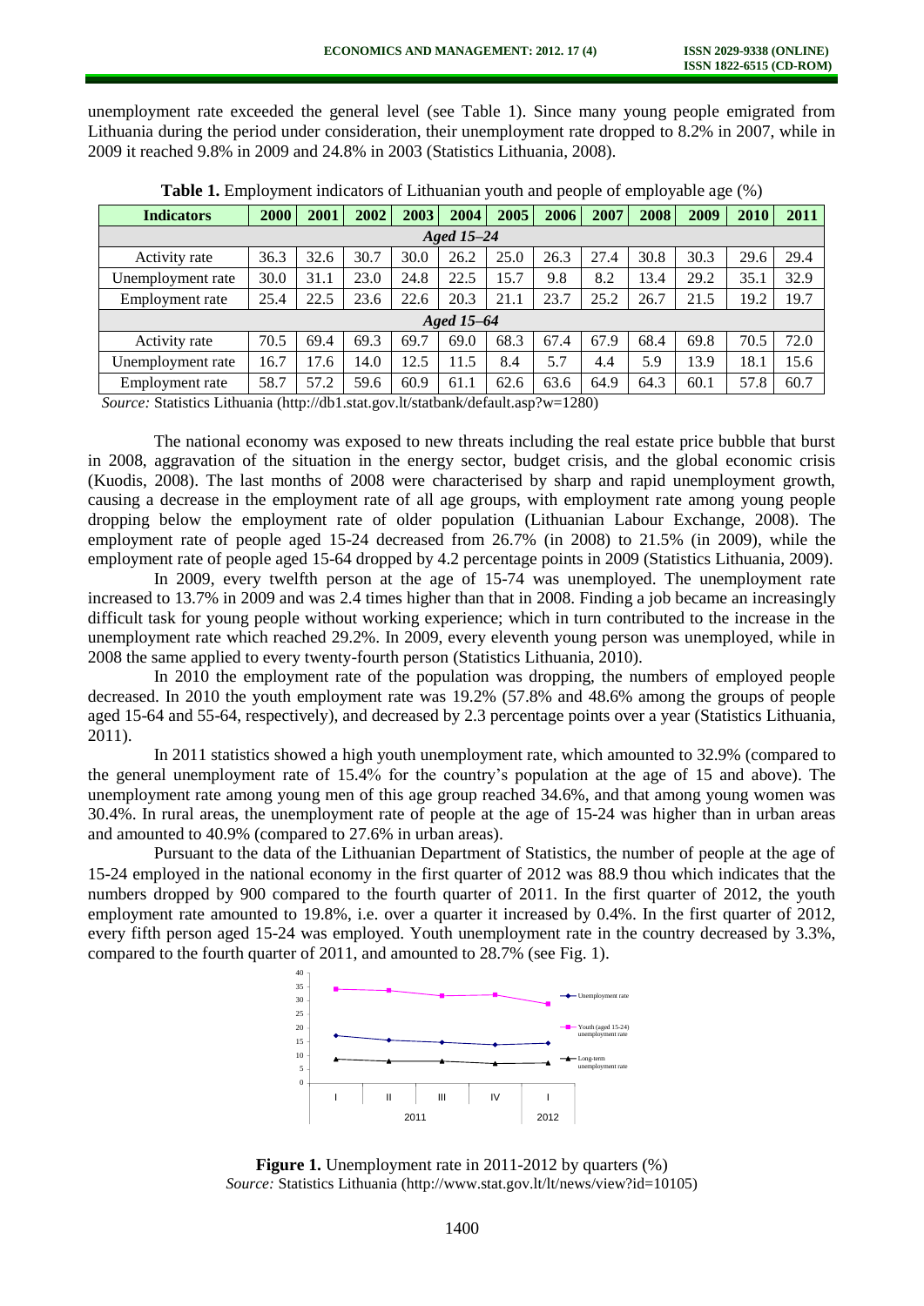unemployment rate exceeded the general level (see Table 1). Since many young people emigrated from Lithuania during the period under consideration, their unemployment rate dropped to 8.2% in 2007, while in 2009 it reached 9.8% in 2009 and 24.8% in 2003 (Statistics Lithuania, 2008).

**Table 1.** Employment indicators of Lithuanian youth and people of employable age (%)

| Indicators | 2000 | 2001 | 2002 | 2003 | 2004 | 2005 | 2006 | 2007 | 2008 | 2009 | 2010 | 2011 |
|---|---|---|---|---|---|---|---|---|---|---|---|---|
| *Aged 15–24* | | | | | | | | | | | | |
| Activity rate | 36.3 | 32.6 | 30.7 | 30.0 | 26.2 | 25.0 | 26.3 | 27.4 | 30.8 | 30.3 | 29.6 | 29.4 |
| Unemployment rate | 30.0 | 31.1 | 23.0 | 24.8 | 22.5 | 15.7 | 9.8 | 8.2 | 13.4 | 29.2 | 35.1 | 32.9 |
| Employment rate | 25.4 | 22.5 | 23.6 | 22.6 | 20.3 | 21.1 | 23.7 | 25.2 | 26.7 | 21.5 | 19.2 | 19.7 |
| *Aged 15–64* | | | | | | | | | | | | |
| Activity rate | 70.5 | 69.4 | 69.3 | 69.7 | 69.0 | 68.3 | 67.4 | 67.9 | 68.4 | 69.8 | 70.5 | 72.0 |
| Unemployment rate | 16.7 | 17.6 | 14.0 | 12.5 | 11.5 | 8.4 | 5.7 | 4.4 | 5.9 | 13.9 | 18.1 | 15.6 |
| Employment rate | 58.7 | 57.2 | 59.6 | 60.9 | 61.1 | 62.6 | 63.6 | 64.9 | 64.3 | 60.1 | 57.8 | 60.7 |

*Source:* Statistics Lithuania (http://db1.stat.gov.lt/statbank/default.asp?w=1280)

The national economy was exposed to new threats including the real estate price bubble that burst in 2008, aggravation of the situation in the energy sector, budget crisis, and the global economic crisis (Kuodis, 2008). The last months of 2008 were characterised by sharp and rapid unemployment growth, causing a decrease in the employment rate of all age groups, with employment rate among young people dropping below the employment rate of older population (Lithuanian Labour Exchange, 2008). The employment rate of people aged 15-24 decreased from 26.7% (in 2008) to 21.5% (in 2009), while the employment rate of people aged 15-64 dropped by 4.2 percentage points in 2009 (Statistics Lithuania, 2009).

In 2009, every twelfth person at the age of 15-74 was unemployed. The unemployment rate increased to 13.7% in 2009 and was 2.4 times higher than that in 2008. Finding a job became an increasingly difficult task for young people without working experience; which in turn contributed to the increase in the unemployment rate which reached 29.2%. In 2009, every eleventh young person was unemployed, while in 2008 the same applied to every twenty-fourth person (Statistics Lithuania, 2010).

In 2010 the employment rate of the population was dropping, the numbers of employed people decreased. In 2010 the youth employment rate was 19.2% (57.8% and 48.6% among the groups of people aged 15-64 and 55-64, respectively), and decreased by 2.3 percentage points over a year (Statistics Lithuania, 2011).

In 2011 statistics showed a high youth unemployment rate, which amounted to 32.9% (compared to the general unemployment rate of 15.4% for the country's population at the age of 15 and above). The unemployment rate among young men of this age group reached 34.6%, and that among young women was 30.4%. In rural areas, the unemployment rate of people at the age of 15-24 was higher than in urban areas and amounted to 40.9% (compared to 27.6% in urban areas).

Pursuant to the data of the Lithuanian Department of Statistics, the number of people at the age of 15-24 employed in the national economy in the first quarter of 2012 was 88.9 thou which indicates that the numbers dropped by 900 compared to the fourth quarter of 2011. In the first quarter of 2012, the youth employment rate amounted to 19.8%, i.e. over a quarter it increased by 0.4%. In the first quarter of 2012, every fifth person aged 15-24 was employed. Youth unemployment rate in the country decreased by 3.3%, compared to the fourth quarter of 2011, and amounted to 28.7% (see Fig. 1).

**Figure 1.** Unemployment rate in 2011-2012 by quarters (%)
*Source:* Statistics Lithuania (http://www.stat.gov.lt/lt/news/view?id=10105)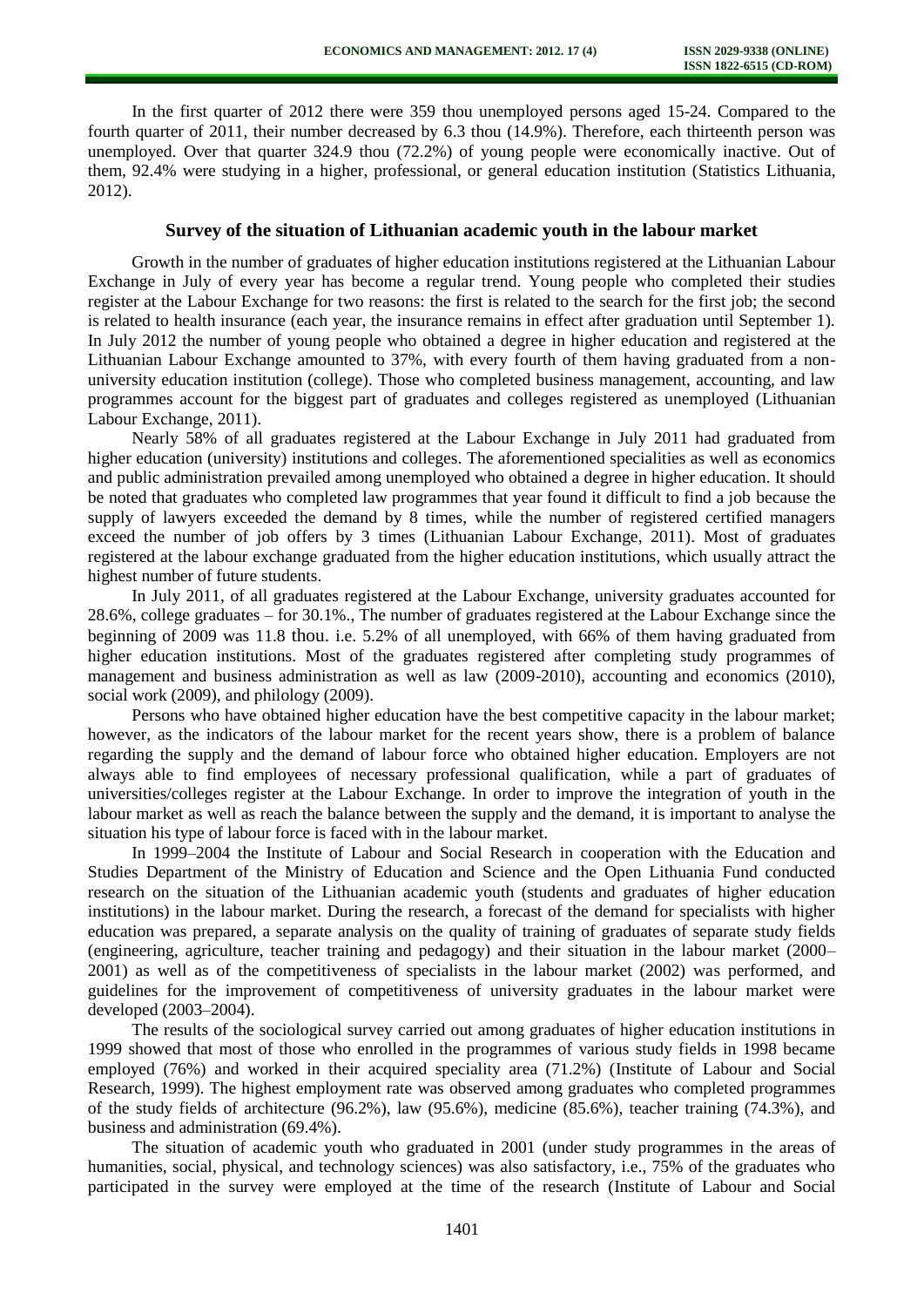In the first quarter of 2012 there were 359 thou unemployed persons aged 15-24. Compared to the fourth quarter of 2011, their number decreased by 6.3 thou (14.9%). Therefore, each thirteenth person was unemployed. Over that quarter 324.9 thou (72.2%) of young people were economically inactive. Out of them, 92.4% were studying in a higher, professional, or general education institution (Statistics Lithuania, 2012).

## Survey of the situation of Lithuanian academic youth in the labour market

Growth in the number of graduates of higher education institutions registered at the Lithuanian Labour Exchange in July of every year has become a regular trend. Young people who completed their studies register at the Labour Exchange for two reasons: the first is related to the search for the first job; the second is related to health insurance (each year, the insurance remains in effect after graduation until September 1). In July 2012 the number of young people who obtained a degree in higher education and registered at the Lithuanian Labour Exchange amounted to 37%, with every fourth of them having graduated from a non-university education institution (college). Those who completed business management, accounting, and law programmes account for the biggest part of graduates and colleges registered as unemployed (Lithuanian Labour Exchange, 2011).

Nearly 58% of all graduates registered at the Labour Exchange in July 2011 had graduated from higher education (university) institutions and colleges. The aforementioned specialities as well as economics and public administration prevailed among unemployed who obtained a degree in higher education. It should be noted that graduates who completed law programmes that year found it difficult to find a job because the supply of lawyers exceeded the demand by 8 times, while the number of registered certified managers exceed the number of job offers by 3 times (Lithuanian Labour Exchange, 2011). Most of graduates registered at the labour exchange graduated from the higher education institutions, which usually attract the highest number of future students.

In July 2011, of all graduates registered at the Labour Exchange, university graduates accounted for 28.6%, college graduates – for 30.1%., The number of graduates registered at the Labour Exchange since the beginning of 2009 was 11.8 thou. i.e. 5.2% of all unemployed, with 66% of them having graduated from higher education institutions. Most of the graduates registered after completing study programmes of management and business administration as well as law (2009-2010), accounting and economics (2010), social work (2009), and philology (2009).

Persons who have obtained higher education have the best competitive capacity in the labour market; however, as the indicators of the labour market for the recent years show, there is a problem of balance regarding the supply and the demand of labour force who obtained higher education. Employers are not always able to find employees of necessary professional qualification, while a part of graduates of universities/colleges register at the Labour Exchange. In order to improve the integration of youth in the labour market as well as reach the balance between the supply and the demand, it is important to analyse the situation his type of labour force is faced with in the labour market.

In 1999–2004 the Institute of Labour and Social Research in cooperation with the Education and Studies Department of the Ministry of Education and Science and the Open Lithuania Fund conducted research on the situation of the Lithuanian academic youth (students and graduates of higher education institutions) in the labour market. During the research, a forecast of the demand for specialists with higher education was prepared, a separate analysis on the quality of training of graduates of separate study fields (engineering, agriculture, teacher training and pedagogy) and their situation in the labour market (2000–2001) as well as of the competitiveness of specialists in the labour market (2002) was performed, and guidelines for the improvement of competitiveness of university graduates in the labour market were developed (2003–2004).

The results of the sociological survey carried out among graduates of higher education institutions in 1999 showed that most of those who enrolled in the programmes of various study fields in 1998 became employed (76%) and worked in their acquired speciality area (71.2%) (Institute of Labour and Social Research, 1999). The highest employment rate was observed among graduates who completed programmes of the study fields of architecture (96.2%), law (95.6%), medicine (85.6%), teacher training (74.3%), and business and administration (69.4%).

The situation of academic youth who graduated in 2001 (under study programmes in the areas of humanities, social, physical, and technology sciences) was also satisfactory, i.e., 75% of the graduates who participated in the survey were employed at the time of the research (Institute of Labour and Social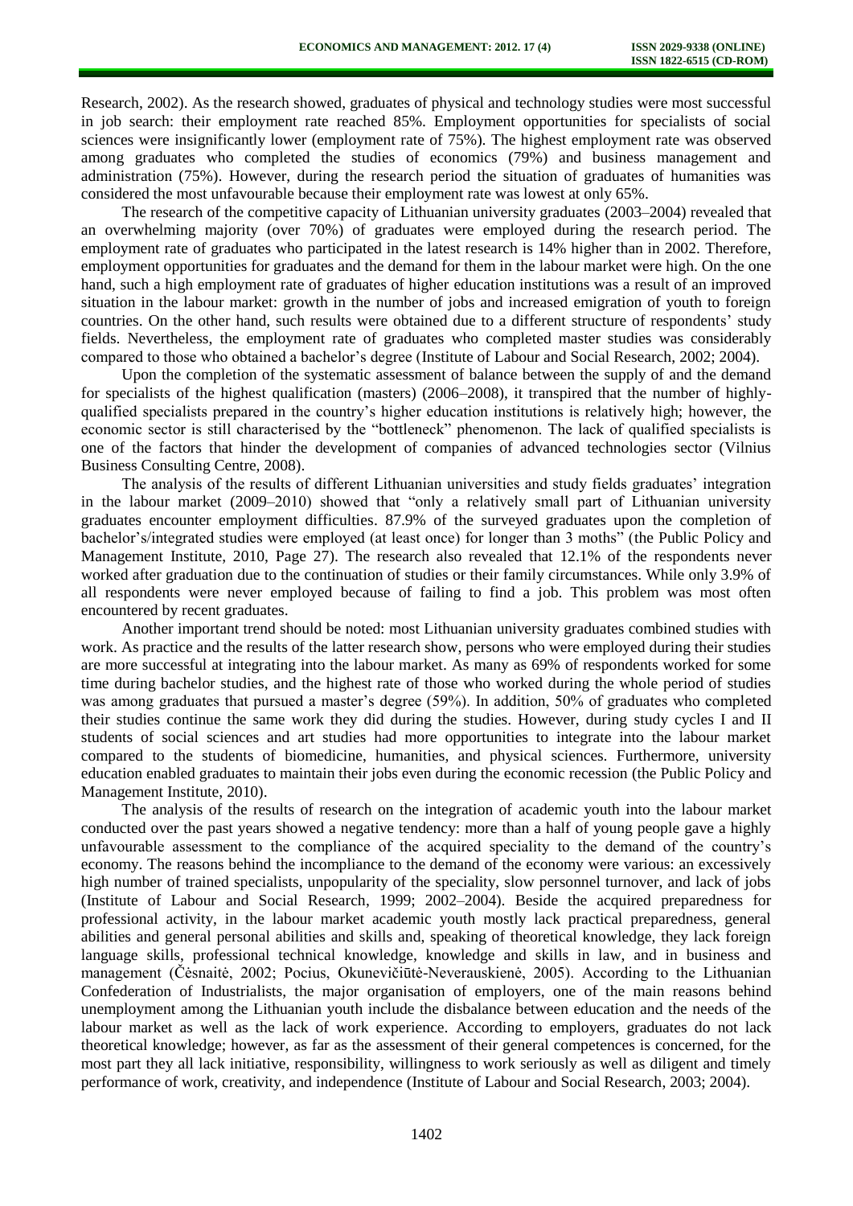Research, 2002). As the research showed, graduates of physical and technology studies were most successful in job search: their employment rate reached 85%. Employment opportunities for specialists of social sciences were insignificantly lower (employment rate of 75%). The highest employment rate was observed among graduates who completed the studies of economics (79%) and business management and administration (75%). However, during the research period the situation of graduates of humanities was considered the most unfavourable because their employment rate was lowest at only 65%.

The research of the competitive capacity of Lithuanian university graduates (2003–2004) revealed that an overwhelming majority (over 70%) of graduates were employed during the research period. The employment rate of graduates who participated in the latest research is 14% higher than in 2002. Therefore, employment opportunities for graduates and the demand for them in the labour market were high. On the one hand, such a high employment rate of graduates of higher education institutions was a result of an improved situation in the labour market: growth in the number of jobs and increased emigration of youth to foreign countries. On the other hand, such results were obtained due to a different structure of respondents' study fields. Nevertheless, the employment rate of graduates who completed master studies was considerably compared to those who obtained a bachelor's degree (Institute of Labour and Social Research, 2002; 2004).

Upon the completion of the systematic assessment of balance between the supply of and the demand for specialists of the highest qualification (masters) (2006–2008), it transpired that the number of highly-qualified specialists prepared in the country's higher education institutions is relatively high; however, the economic sector is still characterised by the "bottleneck" phenomenon. The lack of qualified specialists is one of the factors that hinder the development of companies of advanced technologies sector (Vilnius Business Consulting Centre, 2008).

The analysis of the results of different Lithuanian universities and study fields graduates' integration in the labour market (2009–2010) showed that "only a relatively small part of Lithuanian university graduates encounter employment difficulties. 87.9% of the surveyed graduates upon the completion of bachelor's/integrated studies were employed (at least once) for longer than 3 moths" (the Public Policy and Management Institute, 2010, Page 27). The research also revealed that 12.1% of the respondents never worked after graduation due to the continuation of studies or their family circumstances. While only 3.9% of all respondents were never employed because of failing to find a job. This problem was most often encountered by recent graduates.

Another important trend should be noted: most Lithuanian university graduates combined studies with work. As practice and the results of the latter research show, persons who were employed during their studies are more successful at integrating into the labour market. As many as 69% of respondents worked for some time during bachelor studies, and the highest rate of those who worked during the whole period of studies was among graduates that pursued a master's degree (59%). In addition, 50% of graduates who completed their studies continue the same work they did during the studies. However, during study cycles I and II students of social sciences and art studies had more opportunities to integrate into the labour market compared to the students of biomedicine, humanities, and physical sciences. Furthermore, university education enabled graduates to maintain their jobs even during the economic recession (the Public Policy and Management Institute, 2010).

The analysis of the results of research on the integration of academic youth into the labour market conducted over the past years showed a negative tendency: more than a half of young people gave a highly unfavourable assessment to the compliance of the acquired speciality to the demand of the country's economy. The reasons behind the incompliance to the demand of the economy were various: an excessively high number of trained specialists, unpopularity of the speciality, slow personnel turnover, and lack of jobs (Institute of Labour and Social Research, 1999; 2002–2004). Beside the acquired preparedness for professional activity, in the labour market academic youth mostly lack practical preparedness, general abilities and general personal abilities and skills and, speaking of theoretical knowledge, they lack foreign language skills, professional technical knowledge, knowledge and skills in law, and in business and management (Čėsnaitė, 2002; Pocius, Okunevičiūtė-Neverauskienė, 2005). According to the Lithuanian Confederation of Industrialists, the major organisation of employers, one of the main reasons behind unemployment among the Lithuanian youth include the disbalance between education and the needs of the labour market as well as the lack of work experience. According to employers, graduates do not lack theoretical knowledge; however, as far as the assessment of their general competences is concerned, for the most part they all lack initiative, responsibility, willingness to work seriously as well as diligent and timely performance of work, creativity, and independence (Institute of Labour and Social Research, 2003; 2004).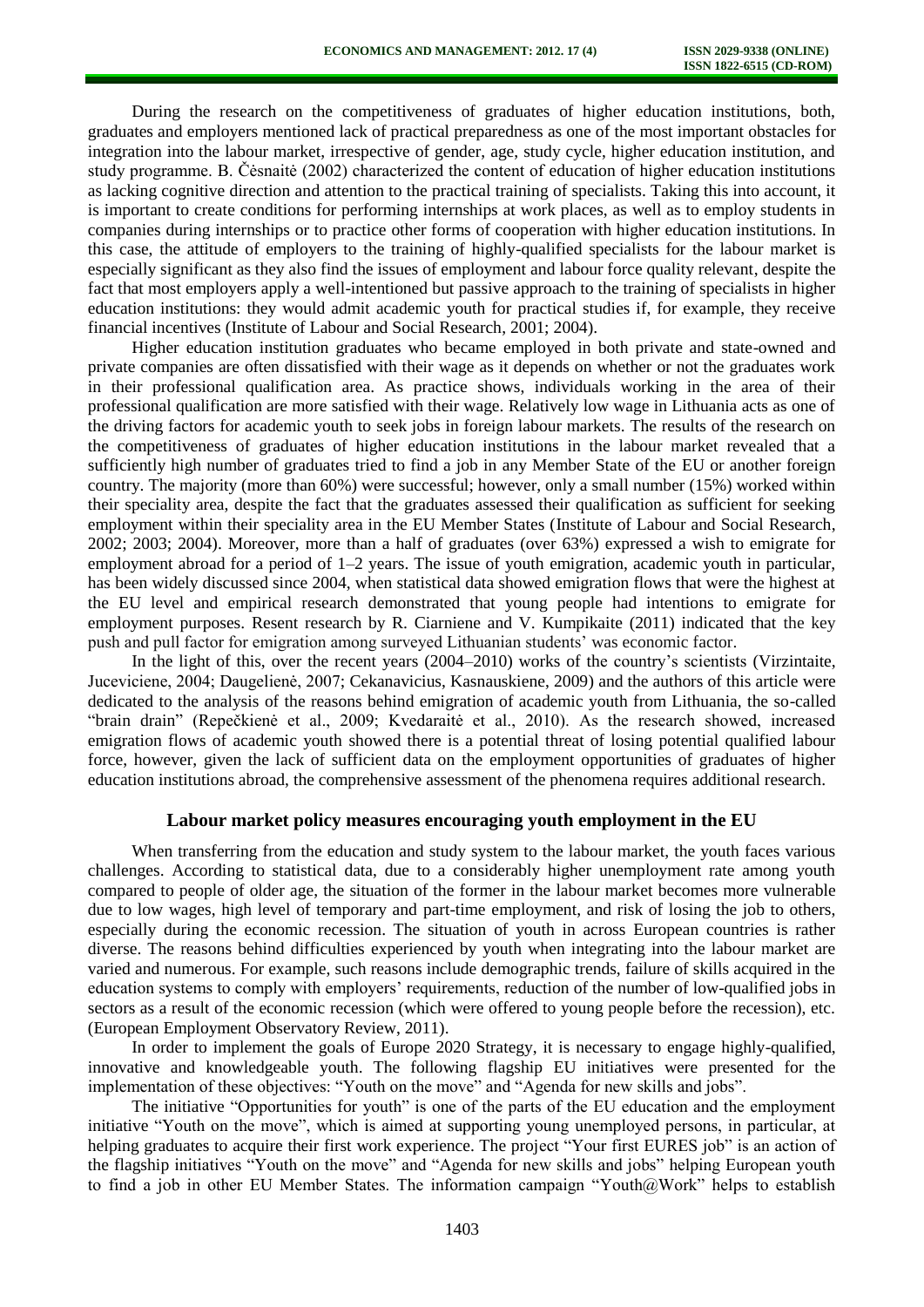During the research on the competitiveness of graduates of higher education institutions, both, graduates and employers mentioned lack of practical preparedness as one of the most important obstacles for integration into the labour market, irrespective of gender, age, study cycle, higher education institution, and study programme. B. Čėsnaitė (2002) characterized the content of education of higher education institutions as lacking cognitive direction and attention to the practical training of specialists. Taking this into account, it is important to create conditions for performing internships at work places, as well as to employ students in companies during internships or to practice other forms of cooperation with higher education institutions. In this case, the attitude of employers to the training of highly-qualified specialists for the labour market is especially significant as they also find the issues of employment and labour force quality relevant, despite the fact that most employers apply a well-intentioned but passive approach to the training of specialists in higher education institutions: they would admit academic youth for practical studies if, for example, they receive financial incentives (Institute of Labour and Social Research, 2001; 2004).

Higher education institution graduates who became employed in both private and state-owned and private companies are often dissatisfied with their wage as it depends on whether or not the graduates work in their professional qualification area. As practice shows, individuals working in the area of their professional qualification are more satisfied with their wage. Relatively low wage in Lithuania acts as one of the driving factors for academic youth to seek jobs in foreign labour markets. The results of the research on the competitiveness of graduates of higher education institutions in the labour market revealed that a sufficiently high number of graduates tried to find a job in any Member State of the EU or another foreign country. The majority (more than 60%) were successful; however, only a small number (15%) worked within their speciality area, despite the fact that the graduates assessed their qualification as sufficient for seeking employment within their speciality area in the EU Member States (Institute of Labour and Social Research, 2002; 2003; 2004). Moreover, more than a half of graduates (over 63%) expressed a wish to emigrate for employment abroad for a period of 1–2 years. The issue of youth emigration, academic youth in particular, has been widely discussed since 2004, when statistical data showed emigration flows that were the highest at the EU level and empirical research demonstrated that young people had intentions to emigrate for employment purposes. Resent research by R. Ciarniene and V. Kumpikaite (2011) indicated that the key push and pull factor for emigration among surveyed Lithuanian students' was economic factor.

In the light of this, over the recent years (2004–2010) works of the country's scientists (Virzintaite, Juceviciene, 2004; Daugelienė, 2007; Cekanavicius, Kasnauskiene, 2009) and the authors of this article were dedicated to the analysis of the reasons behind emigration of academic youth from Lithuania, the so-called "brain drain" (Repečkienė et al., 2009; Kvedaraitė et al., 2010). As the research showed, increased emigration flows of academic youth showed there is a potential threat of losing potential qualified labour force, however, given the lack of sufficient data on the employment opportunities of graduates of higher education institutions abroad, the comprehensive assessment of the phenomena requires additional research.

## Labour market policy measures encouraging youth employment in the EU

When transferring from the education and study system to the labour market, the youth faces various challenges. According to statistical data, due to a considerably higher unemployment rate among youth compared to people of older age, the situation of the former in the labour market becomes more vulnerable due to low wages, high level of temporary and part-time employment, and risk of losing the job to others, especially during the economic recession. The situation of youth in across European countries is rather diverse. The reasons behind difficulties experienced by youth when integrating into the labour market are varied and numerous. For example, such reasons include demographic trends, failure of skills acquired in the education systems to comply with employers' requirements, reduction of the number of low-qualified jobs in sectors as a result of the economic recession (which were offered to young people before the recession), etc. (European Employment Observatory Review, 2011).

In order to implement the goals of Europe 2020 Strategy, it is necessary to engage highly-qualified, innovative and knowledgeable youth. The following flagship EU initiatives were presented for the implementation of these objectives: "Youth on the move" and "Agenda for new skills and jobs".

The initiative "Opportunities for youth" is one of the parts of the EU education and the employment initiative "Youth on the move", which is aimed at supporting young unemployed persons, in particular, at helping graduates to acquire their first work experience. The project "Your first EURES job" is an action of the flagship initiatives "Youth on the move" and "Agenda for new skills and jobs" helping European youth to find a job in other EU Member States. The information campaign "Youth@Work" helps to establish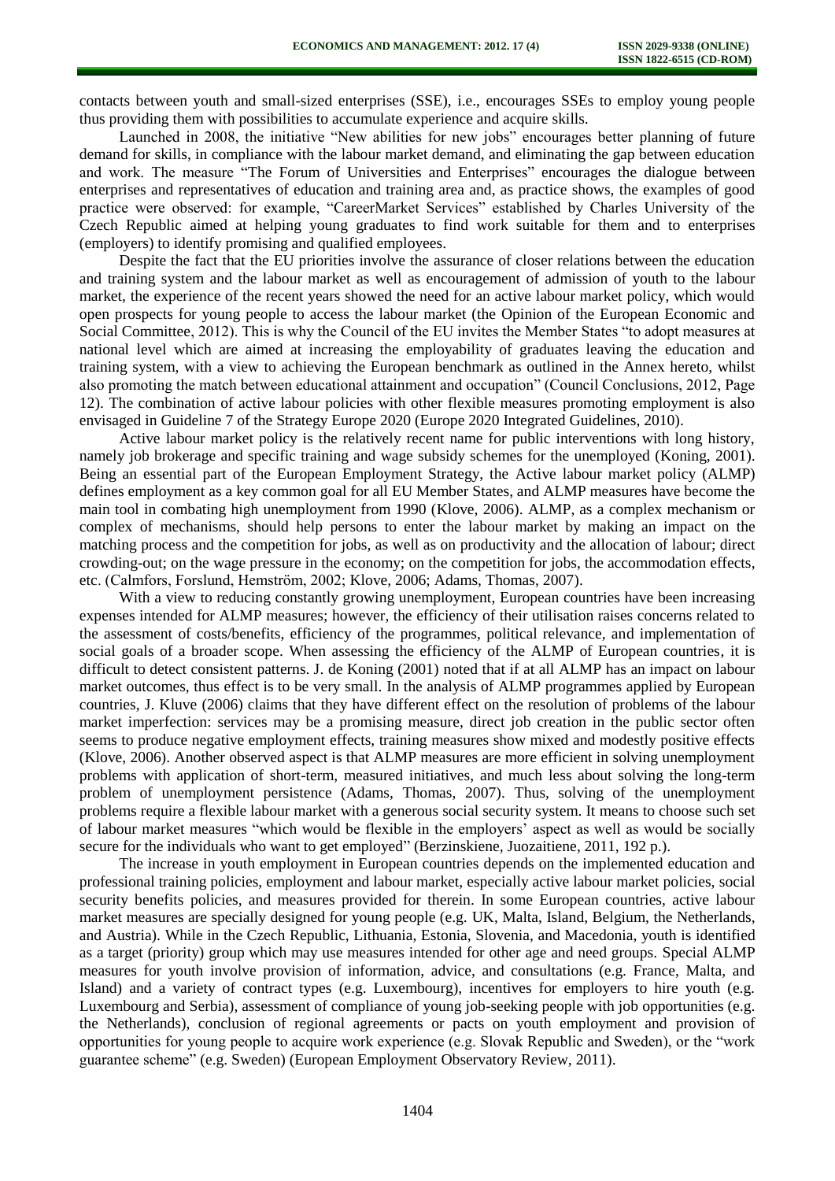contacts between youth and small-sized enterprises (SSE), i.e., encourages SSEs to employ young people thus providing them with possibilities to accumulate experience and acquire skills.

Launched in 2008, the initiative "New abilities for new jobs" encourages better planning of future demand for skills, in compliance with the labour market demand, and eliminating the gap between education and work. The measure "The Forum of Universities and Enterprises" encourages the dialogue between enterprises and representatives of education and training area and, as practice shows, the examples of good practice were observed: for example, "CareerMarket Services" established by Charles University of the Czech Republic aimed at helping young graduates to find work suitable for them and to enterprises (employers) to identify promising and qualified employees.

Despite the fact that the EU priorities involve the assurance of closer relations between the education and training system and the labour market as well as encouragement of admission of youth to the labour market, the experience of the recent years showed the need for an active labour market policy, which would open prospects for young people to access the labour market (the Opinion of the European Economic and Social Committee, 2012). This is why the Council of the EU invites the Member States "to adopt measures at national level which are aimed at increasing the employability of graduates leaving the education and training system, with a view to achieving the European benchmark as outlined in the Annex hereto, whilst also promoting the match between educational attainment and occupation" (Council Conclusions, 2012, Page 12). The combination of active labour policies with other flexible measures promoting employment is also envisaged in Guideline 7 of the Strategy Europe 2020 (Europe 2020 Integrated Guidelines, 2010).

Active labour market policy is the relatively recent name for public interventions with long history, namely job brokerage and specific training and wage subsidy schemes for the unemployed (Koning, 2001). Being an essential part of the European Employment Strategy, the Active labour market policy (ALMP) defines employment as a key common goal for all EU Member States, and ALMP measures have become the main tool in combating high unemployment from 1990 (Klove, 2006). ALMP, as a complex mechanism or complex of mechanisms, should help persons to enter the labour market by making an impact on the matching process and the competition for jobs, as well as on productivity and the allocation of labour; direct crowding-out; on the wage pressure in the economy; on the competition for jobs, the accommodation effects, etc. (Calmfors, Forslund, Hemström, 2002; Klove, 2006; Adams, Thomas, 2007).

With a view to reducing constantly growing unemployment, European countries have been increasing expenses intended for ALMP measures; however, the efficiency of their utilisation raises concerns related to the assessment of costs/benefits, efficiency of the programmes, political relevance, and implementation of social goals of a broader scope. When assessing the efficiency of the ALMP of European countries, it is difficult to detect consistent patterns. J. de Koning (2001) noted that if at all ALMP has an impact on labour market outcomes, thus effect is to be very small. In the analysis of ALMP programmes applied by European countries, J. Kluve (2006) claims that they have different effect on the resolution of problems of the labour market imperfection: services may be a promising measure, direct job creation in the public sector often seems to produce negative employment effects, training measures show mixed and modestly positive effects (Klove, 2006). Another observed aspect is that ALMP measures are more efficient in solving unemployment problems with application of short-term, measured initiatives, and much less about solving the long-term problem of unemployment persistence (Adams, Thomas, 2007). Thus, solving of the unemployment problems require a flexible labour market with a generous social security system. It means to choose such set of labour market measures "which would be flexible in the employers' aspect as well as would be socially secure for the individuals who want to get employed" (Berzinskiene, Juozaitiene, 2011, 192 p.).

The increase in youth employment in European countries depends on the implemented education and professional training policies, employment and labour market, especially active labour market policies, social security benefits policies, and measures provided for therein. In some European countries, active labour market measures are specially designed for young people (e.g. UK, Malta, Island, Belgium, the Netherlands, and Austria). While in the Czech Republic, Lithuania, Estonia, Slovenia, and Macedonia, youth is identified as a target (priority) group which may use measures intended for other age and need groups. Special ALMP measures for youth involve provision of information, advice, and consultations (e.g. France, Malta, and Island) and a variety of contract types (e.g. Luxembourg), incentives for employers to hire youth (e.g. Luxembourg and Serbia), assessment of compliance of young job-seeking people with job opportunities (e.g. the Netherlands), conclusion of regional agreements or pacts on youth employment and provision of opportunities for young people to acquire work experience (e.g. Slovak Republic and Sweden), or the "work guarantee scheme" (e.g. Sweden) (European Employment Observatory Review, 2011).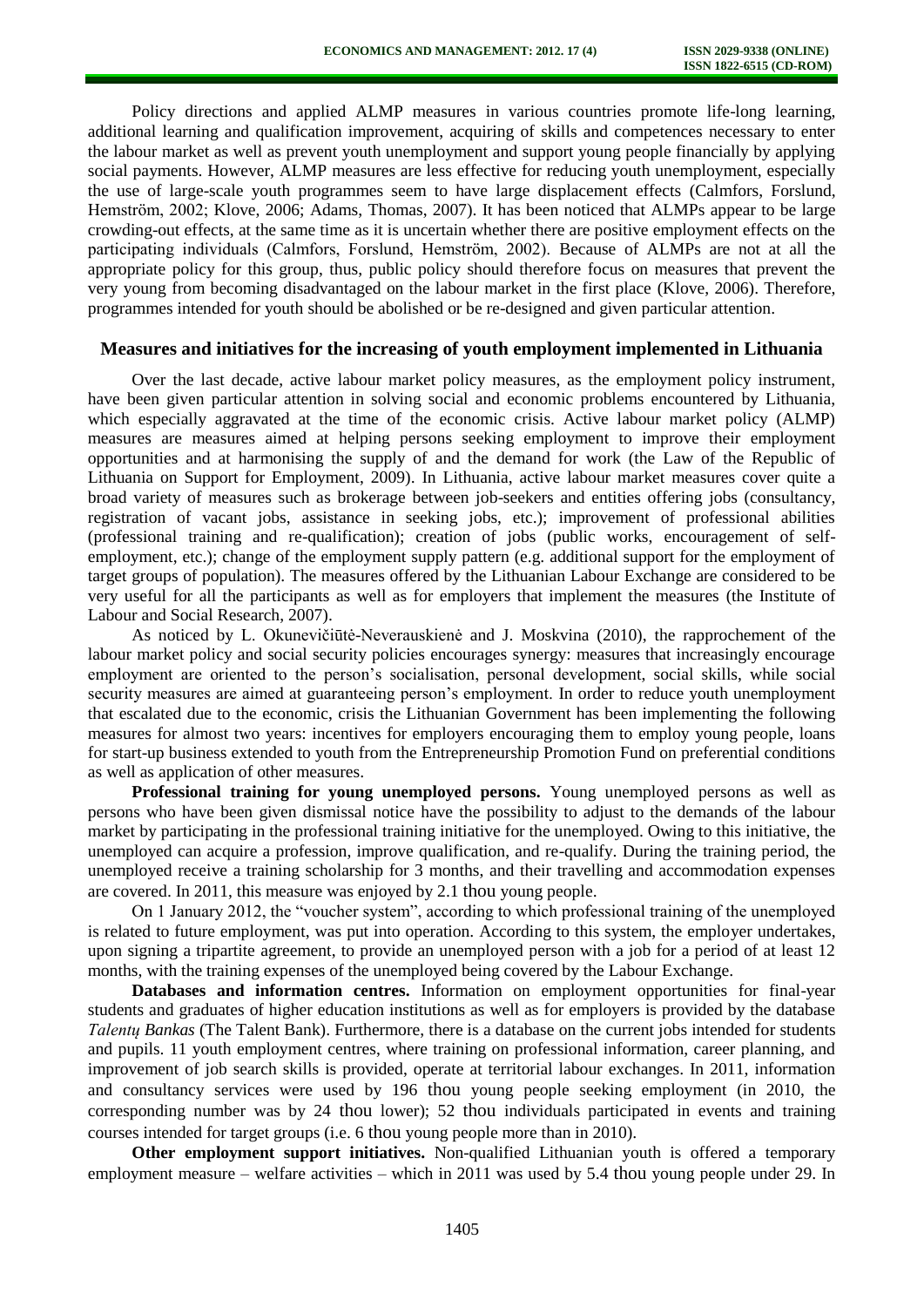Policy directions and applied ALMP measures in various countries promote life-long learning, additional learning and qualification improvement, acquiring of skills and competences necessary to enter the labour market as well as prevent youth unemployment and support young people financially by applying social payments. However, ALMP measures are less effective for reducing youth unemployment, especially the use of large-scale youth programmes seem to have large displacement effects (Calmfors, Forslund, Hemström, 2002; Klove, 2006; Adams, Thomas, 2007). It has been noticed that ALMPs appear to be large crowding-out effects, at the same time as it is uncertain whether there are positive employment effects on the participating individuals (Calmfors, Forslund, Hemström, 2002). Because of ALMPs are not at all the appropriate policy for this group, thus, public policy should therefore focus on measures that prevent the very young from becoming disadvantaged on the labour market in the first place (Klove, 2006). Therefore, programmes intended for youth should be abolished or be re-designed and given particular attention.

## Measures and initiatives for the increasing of youth employment implemented in Lithuania

Over the last decade, active labour market policy measures, as the employment policy instrument, have been given particular attention in solving social and economic problems encountered by Lithuania, which especially aggravated at the time of the economic crisis. Active labour market policy (ALMP) measures are measures aimed at helping persons seeking employment to improve their employment opportunities and at harmonising the supply of and the demand for work (the Law of the Republic of Lithuania on Support for Employment, 2009). In Lithuania, active labour market measures cover quite a broad variety of measures such as brokerage between job-seekers and entities offering jobs (consultancy, registration of vacant jobs, assistance in seeking jobs, etc.); improvement of professional abilities (professional training and re-qualification); creation of jobs (public works, encouragement of self-employment, etc.); change of the employment supply pattern (e.g. additional support for the employment of target groups of population). The measures offered by the Lithuanian Labour Exchange are considered to be very useful for all the participants as well as for employers that implement the measures (the Institute of Labour and Social Research, 2007).

As noticed by L. Okunevičiūtė-Neverauskienė and J. Moskvina (2010), the rapprochement of the labour market policy and social security policies encourages synergy: measures that increasingly encourage employment are oriented to the person's socialisation, personal development, social skills, while social security measures are aimed at guaranteeing person's employment. In order to reduce youth unemployment that escalated due to the economic, crisis the Lithuanian Government has been implementing the following measures for almost two years: incentives for employers encouraging them to employ young people, loans for start-up business extended to youth from the Entrepreneurship Promotion Fund on preferential conditions as well as application of other measures.

**Professional training for young unemployed persons.** Young unemployed persons as well as persons who have been given dismissal notice have the possibility to adjust to the demands of the labour market by participating in the professional training initiative for the unemployed. Owing to this initiative, the unemployed can acquire a profession, improve qualification, and re-qualify. During the training period, the unemployed receive a training scholarship for 3 months, and their travelling and accommodation expenses are covered. In 2011, this measure was enjoyed by 2.1 thou young people.

On 1 January 2012, the "voucher system", according to which professional training of the unemployed is related to future employment, was put into operation. According to this system, the employer undertakes, upon signing a tripartite agreement, to provide an unemployed person with a job for a period of at least 12 months, with the training expenses of the unemployed being covered by the Labour Exchange.

**Databases and information centres.** Information on employment opportunities for final-year students and graduates of higher education institutions as well as for employers is provided by the database *Talentų Bankas* (The Talent Bank). Furthermore, there is a database on the current jobs intended for students and pupils. 11 youth employment centres, where training on professional information, career planning, and improvement of job search skills is provided, operate at territorial labour exchanges. In 2011, information and consultancy services were used by 196 thou young people seeking employment (in 2010, the corresponding number was by 24 thou lower); 52 thou individuals participated in events and training courses intended for target groups (i.e. 6 thou young people more than in 2010).

**Other employment support initiatives.** Non-qualified Lithuanian youth is offered a temporary employment measure – welfare activities – which in 2011 was used by 5.4 thou young people under 29. In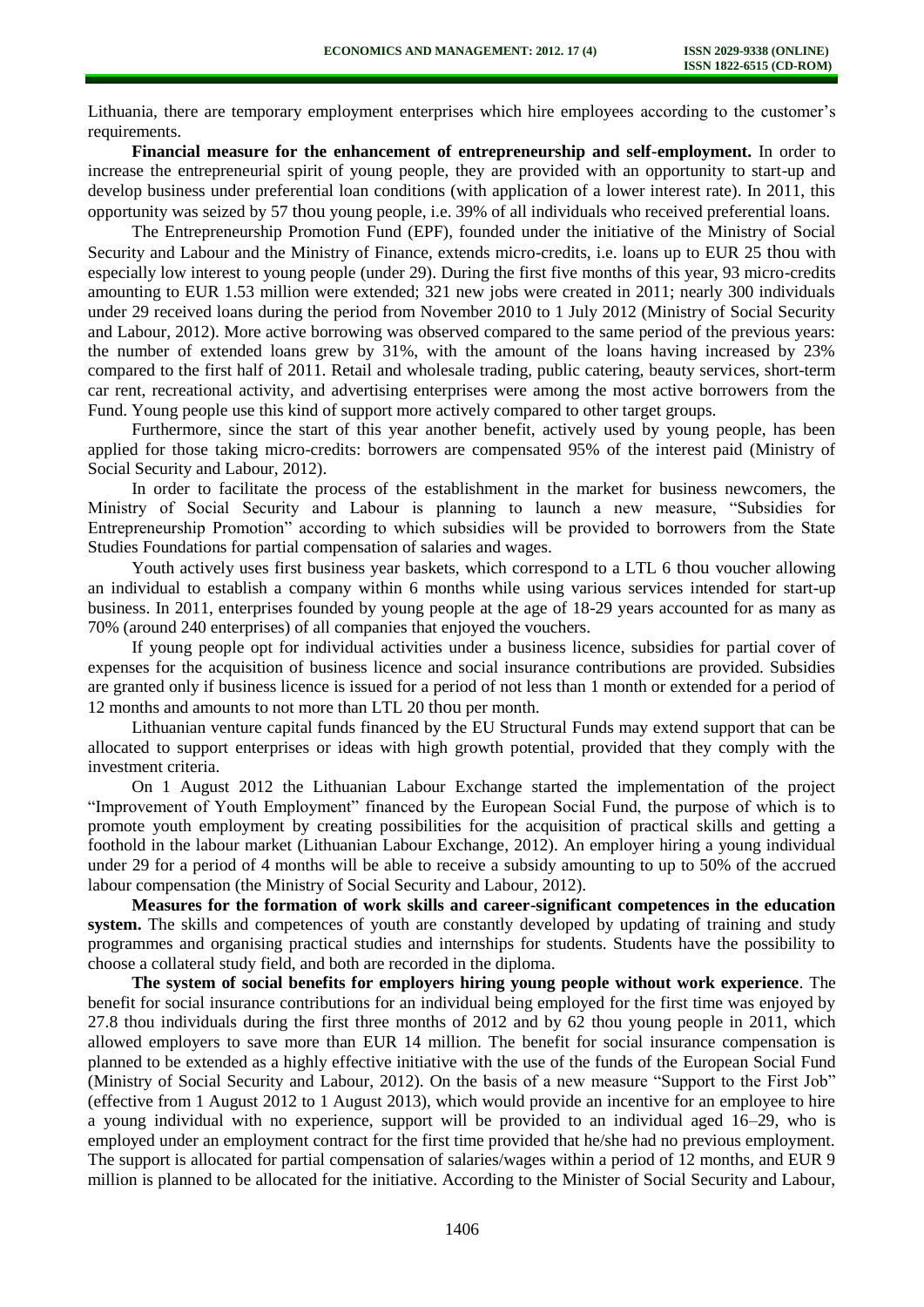Lithuania, there are temporary employment enterprises which hire employees according to the customer's requirements.

**Financial measure for the enhancement of entrepreneurship and self-employment.** In order to increase the entrepreneurial spirit of young people, they are provided with an opportunity to start-up and develop business under preferential loan conditions (with application of a lower interest rate). In 2011, this opportunity was seized by 57 thou young people, i.e. 39% of all individuals who received preferential loans.

The Entrepreneurship Promotion Fund (EPF), founded under the initiative of the Ministry of Social Security and Labour and the Ministry of Finance, extends micro-credits, i.e. loans up to EUR 25 thou with especially low interest to young people (under 29). During the first five months of this year, 93 micro-credits amounting to EUR 1.53 million were extended; 321 new jobs were created in 2011; nearly 300 individuals under 29 received loans during the period from November 2010 to 1 July 2012 (Ministry of Social Security and Labour, 2012). More active borrowing was observed compared to the same period of the previous years: the number of extended loans grew by 31%, with the amount of the loans having increased by 23% compared to the first half of 2011. Retail and wholesale trading, public catering, beauty services, short-term car rent, recreational activity, and advertising enterprises were among the most active borrowers from the Fund. Young people use this kind of support more actively compared to other target groups.

Furthermore, since the start of this year another benefit, actively used by young people, has been applied for those taking micro-credits: borrowers are compensated 95% of the interest paid (Ministry of Social Security and Labour, 2012).

In order to facilitate the process of the establishment in the market for business newcomers, the Ministry of Social Security and Labour is planning to launch a new measure, "Subsidies for Entrepreneurship Promotion" according to which subsidies will be provided to borrowers from the State Studies Foundations for partial compensation of salaries and wages.

Youth actively uses first business year baskets, which correspond to a LTL 6 thou voucher allowing an individual to establish a company within 6 months while using various services intended for start-up business. In 2011, enterprises founded by young people at the age of 18-29 years accounted for as many as 70% (around 240 enterprises) of all companies that enjoyed the vouchers.

If young people opt for individual activities under a business licence, subsidies for partial cover of expenses for the acquisition of business licence and social insurance contributions are provided. Subsidies are granted only if business licence is issued for a period of not less than 1 month or extended for a period of 12 months and amounts to not more than LTL 20 thou per month.

Lithuanian venture capital funds financed by the EU Structural Funds may extend support that can be allocated to support enterprises or ideas with high growth potential, provided that they comply with the investment criteria.

On 1 August 2012 the Lithuanian Labour Exchange started the implementation of the project "Improvement of Youth Employment" financed by the European Social Fund, the purpose of which is to promote youth employment by creating possibilities for the acquisition of practical skills and getting a foothold in the labour market (Lithuanian Labour Exchange, 2012). An employer hiring a young individual under 29 for a period of 4 months will be able to receive a subsidy amounting to up to 50% of the accrued labour compensation (the Ministry of Social Security and Labour, 2012).

**Measures for the formation of work skills and career-significant competences in the education system.** The skills and competences of youth are constantly developed by updating of training and study programmes and organising practical studies and internships for students. Students have the possibility to choose a collateral study field, and both are recorded in the diploma.

**The system of social benefits for employers hiring young people without work experience**. The benefit for social insurance contributions for an individual being employed for the first time was enjoyed by 27.8 thou individuals during the first three months of 2012 and by 62 thou young people in 2011, which allowed employers to save more than EUR 14 million. The benefit for social insurance compensation is planned to be extended as a highly effective initiative with the use of the funds of the European Social Fund (Ministry of Social Security and Labour, 2012). On the basis of a new measure "Support to the First Job" (effective from 1 August 2012 to 1 August 2013), which would provide an incentive for an employee to hire a young individual with no experience, support will be provided to an individual aged 16–29, who is employed under an employment contract for the first time provided that he/she had no previous employment. The support is allocated for partial compensation of salaries/wages within a period of 12 months, and EUR 9 million is planned to be allocated for the initiative. According to the Minister of Social Security and Labour,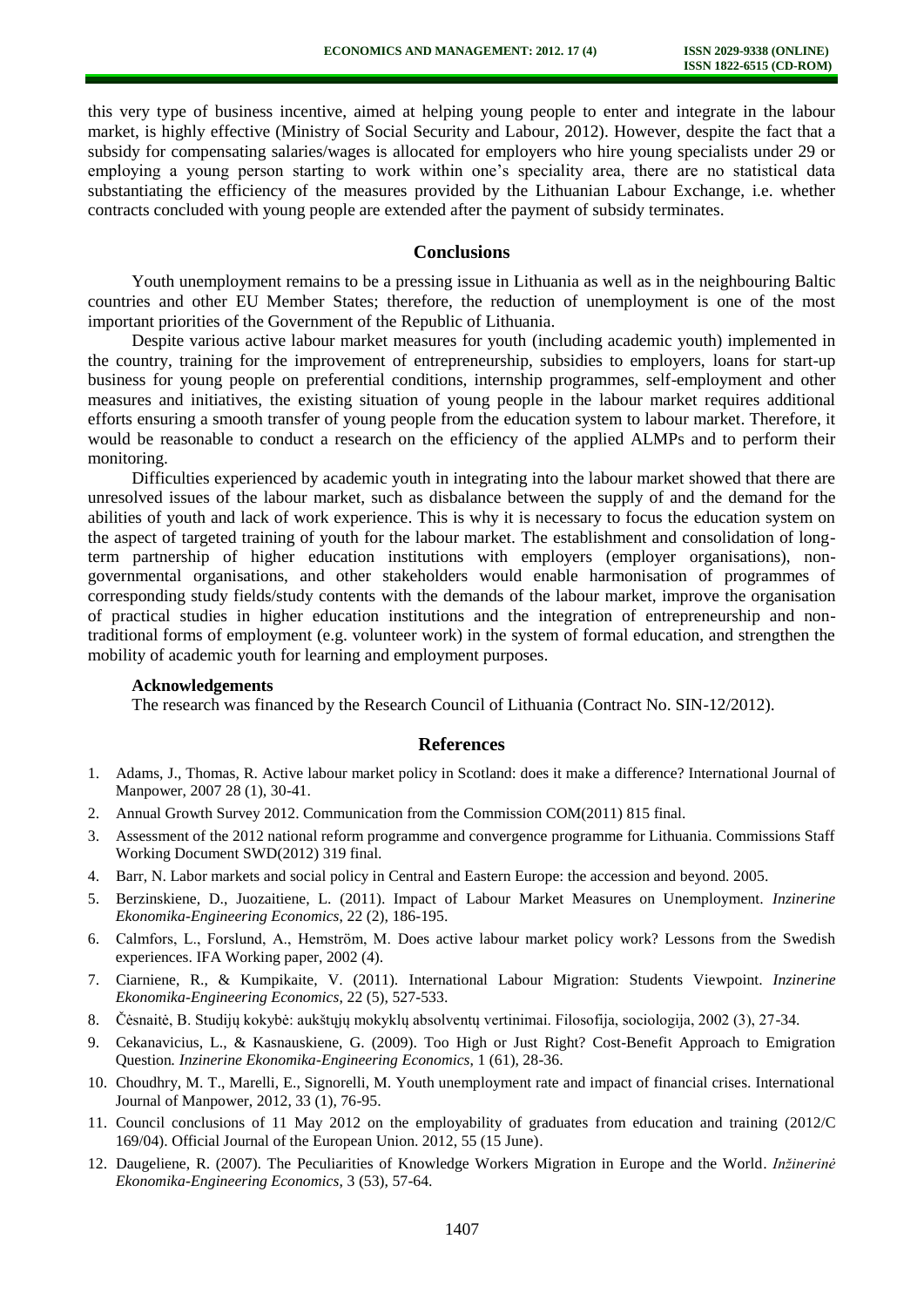this very type of business incentive, aimed at helping young people to enter and integrate in the labour market, is highly effective (Ministry of Social Security and Labour, 2012). However, despite the fact that a subsidy for compensating salaries/wages is allocated for employers who hire young specialists under 29 or employing a young person starting to work within one's speciality area, there are no statistical data substantiating the efficiency of the measures provided by the Lithuanian Labour Exchange, i.e. whether contracts concluded with young people are extended after the payment of subsidy terminates.

## Conclusions

Youth unemployment remains to be a pressing issue in Lithuania as well as in the neighbouring Baltic countries and other EU Member States; therefore, the reduction of unemployment is one of the most important priorities of the Government of the Republic of Lithuania.

Despite various active labour market measures for youth (including academic youth) implemented in the country, training for the improvement of entrepreneurship, subsidies to employers, loans for start-up business for young people on preferential conditions, internship programmes, self-employment and other measures and initiatives, the existing situation of young people in the labour market requires additional efforts ensuring a smooth transfer of young people from the education system to labour market. Therefore, it would be reasonable to conduct a research on the efficiency of the applied ALMPs and to perform their monitoring.

Difficulties experienced by academic youth in integrating into the labour market showed that there are unresolved issues of the labour market, such as disbalance between the supply of and the demand for the abilities of youth and lack of work experience. This is why it is necessary to focus the education system on the aspect of targeted training of youth for the labour market. The establishment and consolidation of long-term partnership of higher education institutions with employers (employer organisations), non-governmental organisations, and other stakeholders would enable harmonisation of programmes of corresponding study fields/study contents with the demands of the labour market, improve the organisation of practical studies in higher education institutions and the integration of entrepreneurship and non-traditional forms of employment (e.g. volunteer work) in the system of formal education, and strengthen the mobility of academic youth for learning and employment purposes.

**Acknowledgements**

The research was financed by the Research Council of Lithuania (Contract No. SIN-12/2012).

## References

1. Adams, J., Thomas, R. Active labour market policy in Scotland: does it make a difference? International Journal of Manpower, 2007 28 (1), 30-41.
2. Annual Growth Survey 2012. Communication from the Commission COM(2011) 815 final.
3. Assessment of the 2012 national reform programme and convergence programme for Lithuania. Commissions Staff Working Document SWD(2012) 319 final.
4. Barr, N. Labor markets and social policy in Central and Eastern Europe: the accession and beyond. 2005.
5. Berzinskiene, D., Juozaitiene, L. (2011). Impact of Labour Market Measures on Unemployment. *Inzinerine Ekonomika-Engineering Economics*, 22 (2), 186-195.
6. Calmfors, L., Forslund, A., Hemström, M. Does active labour market policy work? Lessons from the Swedish experiences. IFA Working paper, 2002 (4).
7. Ciarniene, R., & Kumpikaite, V. (2011). International Labour Migration: Students Viewpoint. *Inzinerine Ekonomika-Engineering Economics*, 22 (5), 527-533.
8. Čėsnaitė, B. Studijų kokybė: aukštųjų mokyklų absolventų vertinimai. Filosofija, sociologija, 2002 (3), 27-34.
9. Cekanavicius, L., & Kasnauskiene, G. (2009). Too High or Just Right? Cost-Benefit Approach to Emigration Question. *Inzinerine Ekonomika-Engineering Economics*, 1 (61), 28-36.
10. Choudhry, M. T., Marelli, E., Signorelli, M. Youth unemployment rate and impact of financial crises. International Journal of Manpower, 2012, 33 (1), 76-95.
11. Council conclusions of 11 May 2012 on the employability of graduates from education and training (2012/C 169/04). Official Journal of the European Union. 2012, 55 (15 June).
12. Daugeliene, R. (2007). The Peculiarities of Knowledge Workers Migration in Europe and the World. *Inžinerinė Ekonomika-Engineering Economics*, 3 (53), 57-64.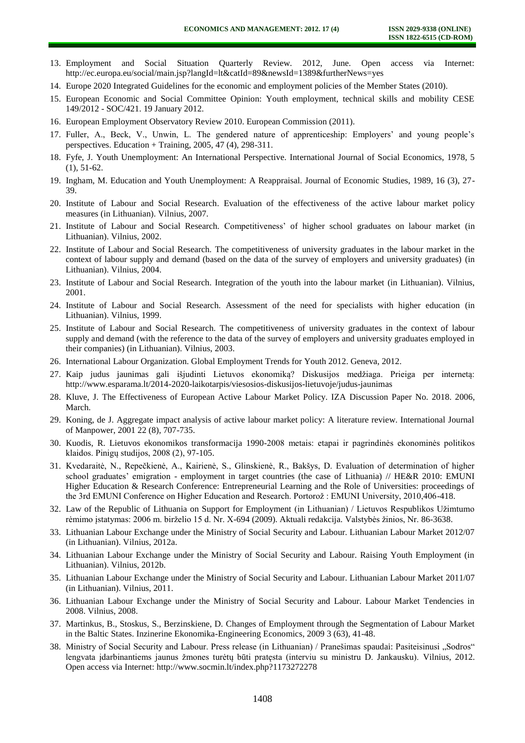13. Employment and Social Situation Quarterly Review. 2012, June. Open access via Internet: http://ec.europa.eu/social/main.jsp?langId=lt&catId=89&newsId=1389&furtherNews=yes
14. Europe 2020 Integrated Guidelines for the economic and employment policies of the Member States (2010).
15. European Economic and Social Committee Opinion: Youth employment, technical skills and mobility CESE 149/2012 - SOC/421. 19 January 2012.
16. European Employment Observatory Review 2010. European Commission (2011).
17. Fuller, A., Beck, V., Unwin, L. The gendered nature of apprenticeship: Employers' and young people's perspectives. Education + Training, 2005, 47 (4), 298-311.
18. Fyfe, J. Youth Unemployment: An International Perspective. International Journal of Social Economics, 1978, 5 (1), 51-62.
19. Ingham, M. Education and Youth Unemployment: A Reappraisal. Journal of Economic Studies, 1989, 16 (3), 27-39.
20. Institute of Labour and Social Research. Evaluation of the effectiveness of the active labour market policy measures (in Lithuanian). Vilnius, 2007.
21. Institute of Labour and Social Research. Competitiveness' of higher school graduates on labour market (in Lithuanian). Vilnius, 2002.
22. Institute of Labour and Social Research. The competitiveness of university graduates in the labour market in the context of labour supply and demand (based on the data of the survey of employers and university graduates) (in Lithuanian). Vilnius, 2004.
23. Institute of Labour and Social Research. Integration of the youth into the labour market (in Lithuanian). Vilnius, 2001.
24. Institute of Labour and Social Research. Assessment of the need for specialists with higher education (in Lithuanian). Vilnius, 1999.
25. Institute of Labour and Social Research. The competitiveness of university graduates in the context of labour supply and demand (with the reference to the data of the survey of employers and university graduates employed in their companies) (in Lithuanian). Vilnius, 2003.
26. International Labour Organization. Global Employment Trends for Youth 2012. Geneva, 2012.
27. Kaip judus jaunimas gali išjudinti Lietuvos ekonomiką? Diskusijos medžiaga. Prieiga per internetą: http://www.esparama.lt/2014-2020-laikotarpis/viesosios-diskusijos-lietuvoje/judus-jaunimas
28. Kluve, J. The Effectiveness of European Active Labour Market Policy. IZA Discussion Paper No. 2018. 2006, March.
29. Koning, de J. Aggregate impact analysis of active labour market policy: A literature review. International Journal of Manpower, 2001 22 (8), 707-735.
30. Kuodis, R. Lietuvos ekonomikos transformacija 1990-2008 metais: etapai ir pagrindinės ekonominės politikos klaidos. Pinigų studijos, 2008 (2), 97-105.
31. Kvedaraitė, N., Repečkienė, A., Kairienė, S., Glinskienė, R., Bakšys, D. Evaluation of determination of higher school graduates' emigration - employment in target countries (the case of Lithuania) // HE&R 2010: EMUNI Higher Education & Research Conference: Entrepreneurial Learning and the Role of Universities: proceedings of the 3rd EMUNI Conference on Higher Education and Research. Portorož : EMUNI University, 2010,406-418.
32. Law of the Republic of Lithuania on Support for Employment (in Lithuanian) / Lietuvos Respublikos Užimtumo rėmimo įstatymas: 2006 m. birželio 15 d. Nr. X-694 (2009). Aktuali redakcija. Valstybės žinios, Nr. 86-3638.
33. Lithuanian Labour Exchange under the Ministry of Social Security and Labour. Lithuanian Labour Market 2012/07 (in Lithuanian). Vilnius, 2012a.
34. Lithuanian Labour Exchange under the Ministry of Social Security and Labour. Raising Youth Employment (in Lithuanian). Vilnius, 2012b.
35. Lithuanian Labour Exchange under the Ministry of Social Security and Labour. Lithuanian Labour Market 2011/07 (in Lithuanian). Vilnius, 2011.
36. Lithuanian Labour Exchange under the Ministry of Social Security and Labour. Labour Market Tendencies in 2008. Vilnius, 2008.
37. Martinkus, B., Stoskus, S., Berzinskiene, D. Changes of Employment through the Segmentation of Labour Market in the Baltic States. Inzinerine Ekonomika-Engineering Economics, 2009 3 (63), 41-48.
38. Ministry of Social Security and Labour. Press release (in Lithuanian) / Pranešimas spaudai: Pasiteisinusi „Sodros" lengvata įdarbinantiems jaunus žmones turėtų būti pratęsta (interviu su ministru D. Jankausku). Vilnius, 2012. Open access via Internet: http://www.socmin.lt/index.php?1173272278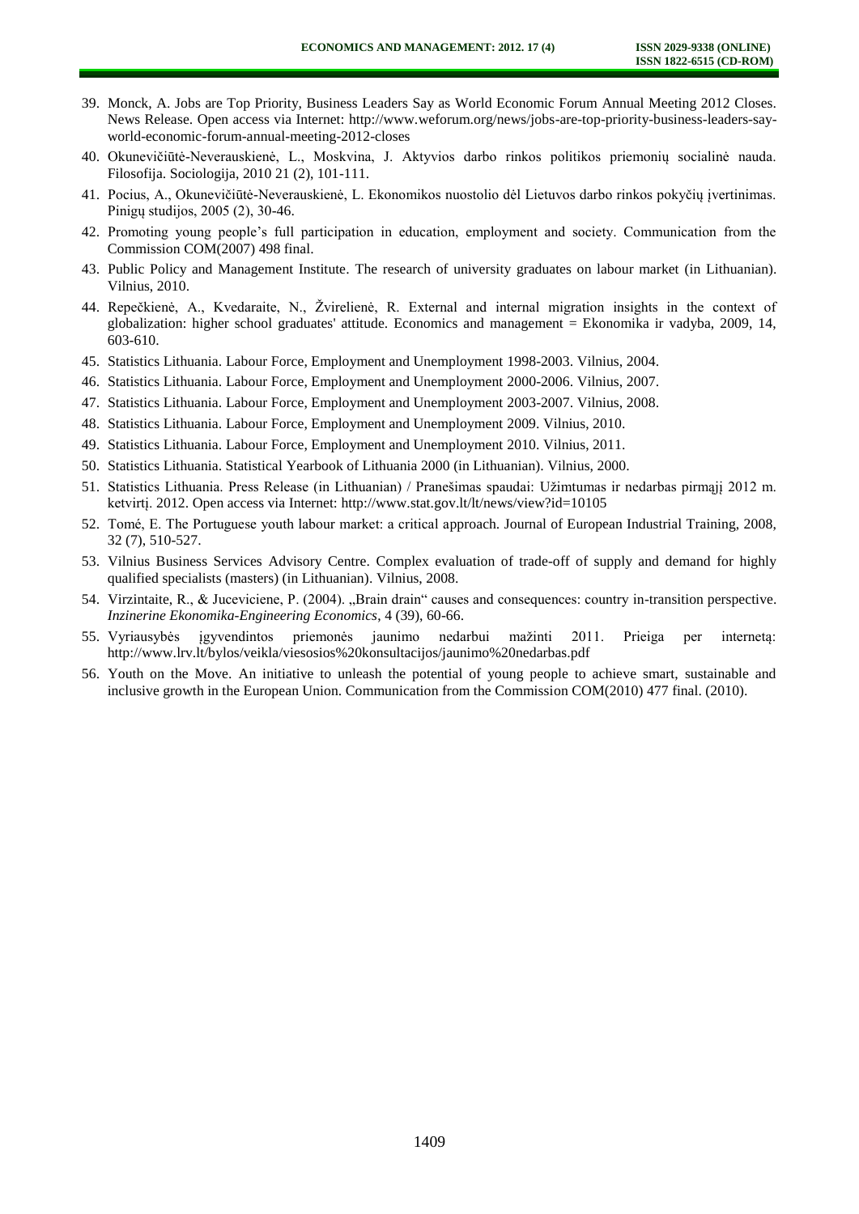39. Monck, A. Jobs are Top Priority, Business Leaders Say as World Economic Forum Annual Meeting 2012 Closes. News Release. Open access via Internet: http://www.weforum.org/news/jobs-are-top-priority-business-leaders-say-world-economic-forum-annual-meeting-2012-closes
40. Okunevičiūtė-Neverauskienė, L., Moskvina, J. Aktyvios darbo rinkos politikos priemonių socialinė nauda. Filosofija. Sociologija, 2010 21 (2), 101-111.
41. Pocius, A., Okunevičiūtė-Neverauskienė, L. Ekonomikos nuostolio dėl Lietuvos darbo rinkos pokyčių įvertinimas. Pinigų studijos, 2005 (2), 30-46.
42. Promoting young people's full participation in education, employment and society. Communication from the Commission COM(2007) 498 final.
43. Public Policy and Management Institute. The research of university graduates on labour market (in Lithuanian). Vilnius, 2010.
44. Repečkienė, A., Kvedaraite, N., Žvirelienė, R. External and internal migration insights in the context of globalization: higher school graduates' attitude. Economics and management = Ekonomika ir vadyba, 2009, 14, 603-610.
45. Statistics Lithuania. Labour Force, Employment and Unemployment 1998-2003. Vilnius, 2004.
46. Statistics Lithuania. Labour Force, Employment and Unemployment 2000-2006. Vilnius, 2007.
47. Statistics Lithuania. Labour Force, Employment and Unemployment 2003-2007. Vilnius, 2008.
48. Statistics Lithuania. Labour Force, Employment and Unemployment 2009. Vilnius, 2010.
49. Statistics Lithuania. Labour Force, Employment and Unemployment 2010. Vilnius, 2011.
50. Statistics Lithuania. Statistical Yearbook of Lithuania 2000 (in Lithuanian). Vilnius, 2000.
51. Statistics Lithuania. Press Release (in Lithuanian) / Pranešimas spaudai: Užimtumas ir nedarbas pirmąjį 2012 m. ketvirtį. 2012. Open access via Internet: http://www.stat.gov.lt/lt/news/view?id=10105
52. Tomé, E. The Portuguese youth labour market: a critical approach. Journal of European Industrial Training, 2008, 32 (7), 510-527.
53. Vilnius Business Services Advisory Centre. Complex evaluation of trade-off of supply and demand for highly qualified specialists (masters) (in Lithuanian). Vilnius, 2008.
54. Virzintaite, R., & Juceviciene, P. (2004). „Brain drain" causes and consequences: country in-transition perspective. *Inzinerine Ekonomika-Engineering Economics*, 4 (39), 60-66.
55. Vyriausybės įgyvendintos priemonės jaunimo nedarbui mažinti 2011. Prieiga per internetą: http://www.lrv.lt/bylos/veikla/viesosios%20konsultacijos/jaunimo%20nedarbas.pdf
56. Youth on the Move. An initiative to unleash the potential of young people to achieve smart, sustainable and inclusive growth in the European Union. Communication from the Commission COM(2010) 477 final. (2010).